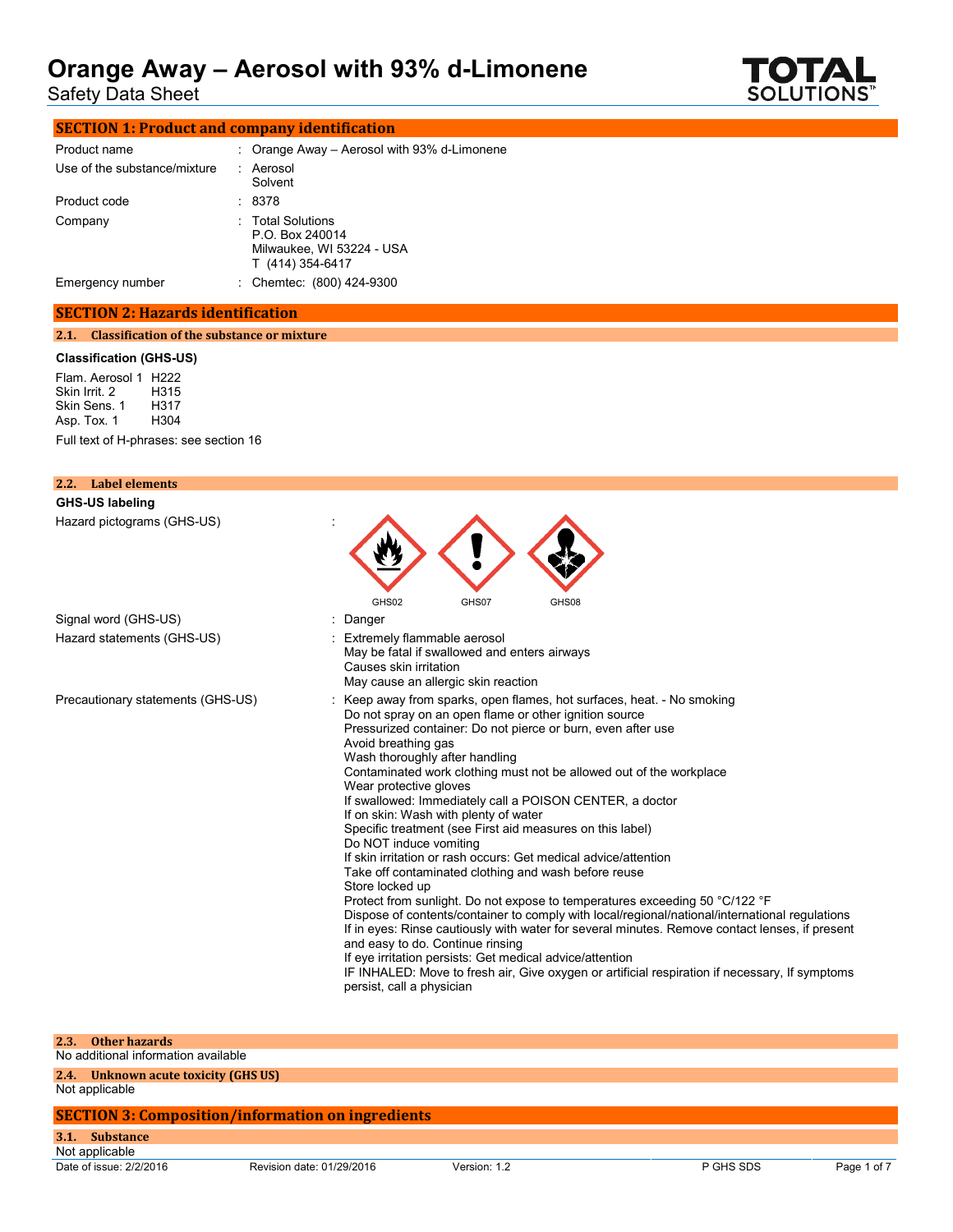# Orange Away – Aerosol with 93% d-Limonene

Safety Data Sheet

TOTAL SOLUTIONS™

## SECTION 1: Product and company identification

| | | |
|---|---|---|
| Product name | : | Orange Away – Aerosol with 93% d-Limonene |
| Use of the substance/mixture | : | Aerosol<br>Solvent |
| Product code | : | 8378 |
| Company | : | Total Solutions<br>P.O. Box 240014<br>Milwaukee, WI 53224 - USA<br>T (414) 354-6417 |
| Emergency number | : | Chemtec: (800) 424-9300 |

## SECTION 2: Hazards identification

### 2.1. Classification of the substance or mixture

**Classification (GHS-US)**

| | |
|---|---|
| Flam. Aerosol 1 | H222 |
| Skin Irrit. 2 | H315 |
| Skin Sens. 1 | H317 |
| Asp. Tox. 1 | H304 |

Full text of H-phrases: see section 16

### 2.2. Label elements

**GHS-US labeling**

Hazard pictograms (GHS-US) :

GHS02 GHS07 GHS08

Signal word (GHS-US) : Danger

Hazard statements (GHS-US) :
Extremely flammable aerosol
May be fatal if swallowed and enters airways
Causes skin irritation
May cause an allergic skin reaction

Precautionary statements (GHS-US) :
Keep away from sparks, open flames, hot surfaces, heat. - No smoking
Do not spray on an open flame or other ignition source
Pressurized container: Do not pierce or burn, even after use
Avoid breathing gas
Wash thoroughly after handling
Contaminated work clothing must not be allowed out of the workplace
Wear protective gloves
If swallowed: Immediately call a POISON CENTER, a doctor
If on skin: Wash with plenty of water
Specific treatment (see First aid measures on this label)
Do NOT induce vomiting
If skin irritation or rash occurs: Get medical advice/attention
Take off contaminated clothing and wash before reuse
Store locked up
Protect from sunlight. Do not expose to temperatures exceeding 50 °C/122 °F
Dispose of contents/container to comply with local/regional/national/international regulations
If in eyes: Rinse cautiously with water for several minutes. Remove contact lenses, if present and easy to do. Continue rinsing
If eye irritation persists: Get medical advice/attention
IF INHALED: Move to fresh air, Give oxygen or artificial respiration if necessary, If symptoms persist, call a physician

### 2.3. Other hazards

No additional information available

### 2.4. Unknown acute toxicity (GHS US)

Not applicable

## SECTION 3: Composition/information on ingredients

### 3.1. Substance

Not applicable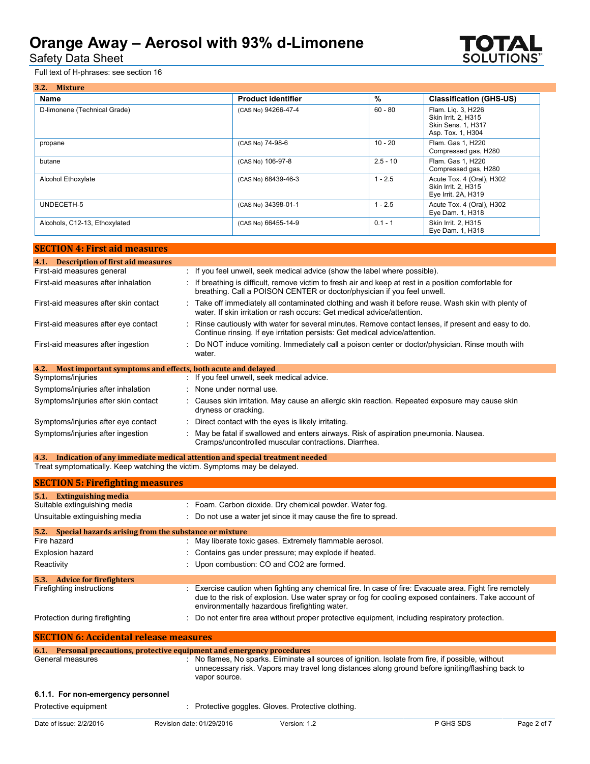Full text of H-phrases: see section 16

### 3.2. Mixture

| Name | Product identifier | % | Classification (GHS-US) |
|---|---|---|---|
| D-limonene (Technical Grade) | (CAS No) 94266-47-4 | 60 - 80 | Flam. Liq. 3, H226<br>Skin Irrit. 2, H315<br>Skin Sens. 1, H317<br>Asp. Tox. 1, H304 |
| propane | (CAS No) 74-98-6 | 10 - 20 | Flam. Gas 1, H220<br>Compressed gas, H280 |
| butane | (CAS No) 106-97-8 | 2.5 - 10 | Flam. Gas 1, H220<br>Compressed gas, H280 |
| Alcohol Ethoxylate | (CAS No) 68439-46-3 | 1 - 2.5 | Acute Tox. 4 (Oral), H302<br>Skin Irrit. 2, H315<br>Eye Irrit. 2A, H319 |
| UNDECETH-5 | (CAS No) 34398-01-1 | 1 - 2.5 | Acute Tox. 4 (Oral), H302<br>Eye Dam. 1, H318 |
| Alcohols, C12-13, Ethoxylated | (CAS No) 66455-14-9 | 0.1 - 1 | Skin Irrit. 2, H315<br>Eye Dam. 1, H318 |

## SECTION 4: First aid measures

### 4.1. Description of first aid measures

First-aid measures general : If you feel unwell, seek medical advice (show the label where possible).

First-aid measures after inhalation : If breathing is difficult, remove victim to fresh air and keep at rest in a position comfortable for breathing. Call a POISON CENTER or doctor/physician if you feel unwell.

First-aid measures after skin contact : Take off immediately all contaminated clothing and wash it before reuse. Wash skin with plenty of water. If skin irritation or rash occurs: Get medical advice/attention.

First-aid measures after eye contact : Rinse cautiously with water for several minutes. Remove contact lenses, if present and easy to do. Continue rinsing. If eye irritation persists: Get medical advice/attention.

First-aid measures after ingestion : Do NOT induce vomiting. Immediately call a poison center or doctor/physician. Rinse mouth with water.

### 4.2. Most important symptoms and effects, both acute and delayed

Symptoms/injuries : If you feel unwell, seek medical advice.

Symptoms/injuries after inhalation : None under normal use.

Symptoms/injuries after skin contact : Causes skin irritation. May cause an allergic skin reaction. Repeated exposure may cause skin dryness or cracking.

Symptoms/injuries after eye contact : Direct contact with the eyes is likely irritating.

Symptoms/injuries after ingestion : May be fatal if swallowed and enters airways. Risk of aspiration pneumonia. Nausea. Cramps/uncontrolled muscular contractions. Diarrhea.

### 4.3. Indication of any immediate medical attention and special treatment needed

Treat symptomatically. Keep watching the victim. Symptoms may be delayed.

## SECTION 5: Firefighting measures

### 5.1. Extinguishing media

Suitable extinguishing media : Foam. Carbon dioxide. Dry chemical powder. Water fog.

Unsuitable extinguishing media : Do not use a water jet since it may cause the fire to spread.

### 5.2. Special hazards arising from the substance or mixture

Fire hazard : May liberate toxic gases. Extremely flammable aerosol.

Explosion hazard : Contains gas under pressure; may explode if heated.

Reactivity : Upon combustion: CO and $CO_2$ are formed.

### 5.3. Advice for firefighters

Firefighting instructions : Exercise caution when fighting any chemical fire. In case of fire: Evacuate area. Fight fire remotely due to the risk of explosion. Use water spray or fog for cooling exposed containers. Take account of environmentally hazardous firefighting water.

Protection during firefighting : Do not enter fire area without proper protective equipment, including respiratory protection.

## SECTION 6: Accidental release measures

### 6.1. Personal precautions, protective equipment and emergency procedures

General measures : No flames, No sparks. Eliminate all sources of ignition. Isolate from fire, if possible, without unnecessary risk. Vapors may travel long distances along ground before igniting/flashing back to vapor source.

#### 6.1.1. For non-emergency personnel

Protective equipment : Protective goggles. Gloves. Protective clothing.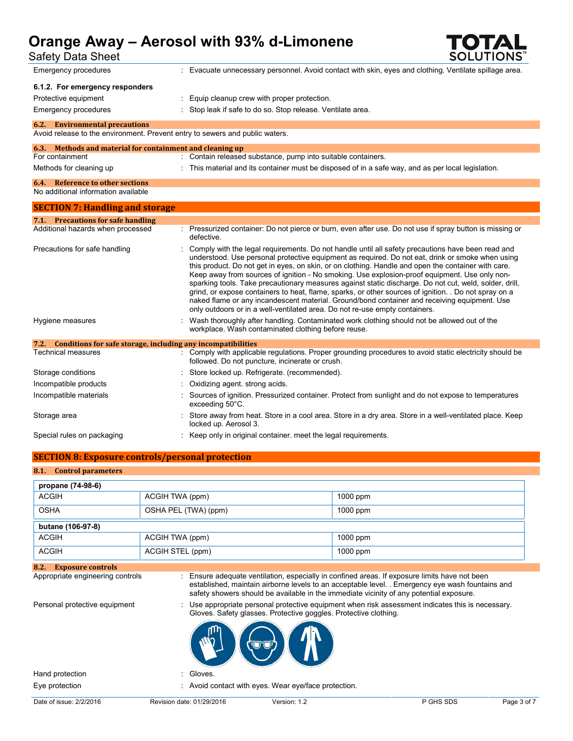| | | |
|---|---|---|
| Emergency procedures | : | Evacuate unnecessary personnel. Avoid contact with skin, eyes and clothing. Ventilate spillage area. |

#### 6.1.2. For emergency responders

| | | |
|---|---|---|
| Protective equipment | : | Equip cleanup crew with proper protection. |
| Emergency procedures | : | Stop leak if safe to do so. Stop release. Ventilate area. |

### 6.2. Environmental precautions

Avoid release to the environment. Prevent entry to sewers and public waters.

### 6.3. Methods and material for containment and cleaning up

| | | |
|---|---|---|
| For containment | : | Contain released substance, pump into suitable containers. |
| Methods for cleaning up | : | This material and its container must be disposed of in a safe way, and as per local legislation. |

### 6.4. Reference to other sections

No additional information available

## SECTION 7: Handling and storage

### 7.1. Precautions for safe handling

| | | |
|---|---|---|
| Additional hazards when processed | : | Pressurized container: Do not pierce or burn, even after use. Do not use if spray button is missing or defective. |
| Precautions for safe handling | : | Comply with the legal requirements. Do not handle until all safety precautions have been read and understood. Use personal protective equipment as required. Do not eat, drink or smoke when using this product. Do not get in eyes, on skin, or on clothing. Handle and open the container with care. Keep away from sources of ignition - No smoking. Use explosion-proof equipment. Use only non-sparking tools. Take precautionary measures against static discharge. Do not cut, weld, solder, drill, grind, or expose containers to heat, flame, sparks, or other sources of ignition. . Do not spray on a naked flame or any incandescent material. Ground/bond container and receiving equipment. Use only outdoors or in a well-ventilated area. Do not re-use empty containers. |
| Hygiene measures | : | Wash thoroughly after handling. Contaminated work clothing should not be allowed out of the workplace. Wash contaminated clothing before reuse. |

### 7.2. Conditions for safe storage, including any incompatibilities

| | | |
|---|---|---|
| Technical measures | : | Comply with applicable regulations. Proper grounding procedures to avoid static electricity should be followed. Do not puncture, incinerate or crush. |
| Storage conditions | : | Store locked up. Refrigerate. (recommended). |
| Incompatible products | : | Oxidizing agent. strong acids. |
| Incompatible materials | : | Sources of ignition. Pressurized container. Protect from sunlight and do not expose to temperatures exceeding 50°C. |
| Storage area | : | Store away from heat. Store in a cool area. Store in a dry area. Store in a well-ventilated place. Keep locked up. Aerosol 3. |
| Special rules on packaging | : | Keep only in original container. meet the legal requirements. |

## SECTION 8: Exposure controls/personal protection

### 8.1. Control parameters

| propane (74-98-6) | | |
|---|---|---|
| ACGIH | ACGIH TWA (ppm) | 1000 ppm |
| OSHA | OSHA PEL (TWA) (ppm) | 1000 ppm |

| butane (106-97-8) | | |
|---|---|---|
| ACGIH | ACGIH TWA (ppm) | 1000 ppm |
| ACGIH | ACGIH STEL (ppm) | 1000 ppm |

### 8.2. Exposure controls

| | | |
|---|---|---|
| Appropriate engineering controls | : | Ensure adequate ventilation, especially in confined areas. If exposure limits have not been established, maintain airborne levels to an acceptable level. . Emergency eye wash fountains and safety showers should be available in the immediate vicinity of any potential exposure. |
| Personal protective equipment | : | Use appropriate personal protective equipment when risk assessment indicates this is necessary. Gloves. Safety glasses. Protective goggles. Protective clothing. |
| Hand protection | : | Gloves. |
| Eye protection | : | Avoid contact with eyes. Wear eye/face protection. |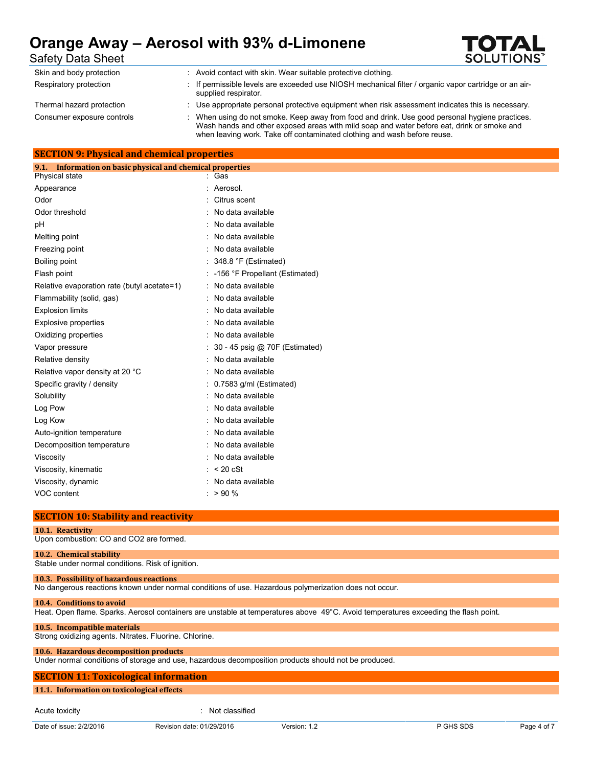| | |
|---|---|
| Skin and body protection | : Avoid contact with skin. Wear suitable protective clothing. |
| Respiratory protection | : If permissible levels are exceeded use NIOSH mechanical filter / organic vapor cartridge or an air-supplied respirator. |
| Thermal hazard protection | : Use appropriate personal protective equipment when risk assessment indicates this is necessary. |
| Consumer exposure controls | : When using do not smoke. Keep away from food and drink. Use good personal hygiene practices. Wash hands and other exposed areas with mild soap and water before eat, drink or smoke and when leaving work. Take off contaminated clothing and wash before reuse. |

## SECTION 9: Physical and chemical properties

### 9.1. Information on basic physical and chemical properties

| | |
|---|---|
| Physical state | : Gas |
| Appearance | : Aerosol. |
| Odor | : Citrus scent |
| Odor threshold | : No data available |
| pH | : No data available |
| Melting point | : No data available |
| Freezing point | : No data available |
| Boiling point | : 348.8 °F (Estimated) |
| Flash point | : -156 °F Propellant (Estimated) |
| Relative evaporation rate (butyl acetate=1) | : No data available |
| Flammability (solid, gas) | : No data available |
| Explosion limits | : No data available |
| Explosive properties | : No data available |
| Oxidizing properties | : No data available |
| Vapor pressure | : 30 - 45 psig @ 70F (Estimated) |
| Relative density | : No data available |
| Relative vapor density at 20 °C | : No data available |
| Specific gravity / density | : 0.7583 g/ml (Estimated) |
| Solubility | : No data available |
| Log Pow | : No data available |
| Log Kow | : No data available |
| Auto-ignition temperature | : No data available |
| Decomposition temperature | : No data available |
| Viscosity | : No data available |
| Viscosity, kinematic | : < 20 cSt |
| Viscosity, dynamic | : No data available |
| VOC content | : > 90 % |

## SECTION 10: Stability and reactivity

### 10.1. Reactivity

Upon combustion: CO and $CO_2$ are formed.

### 10.2. Chemical stability

Stable under normal conditions. Risk of ignition.

### 10.3. Possibility of hazardous reactions

No dangerous reactions known under normal conditions of use. Hazardous polymerization does not occur.

### 10.4. Conditions to avoid

Heat. Open flame. Sparks. Aerosol containers are unstable at temperatures above 49°C. Avoid temperatures exceeding the flash point.

### 10.5. Incompatible materials

Strong oxidizing agents. Nitrates. Fluorine. Chlorine.

### 10.6. Hazardous decomposition products

Under normal conditions of storage and use, hazardous decomposition products should not be produced.

## SECTION 11: Toxicological information

### 11.1. Information on toxicological effects

| | |
|---|---|
| Acute toxicity | : Not classified |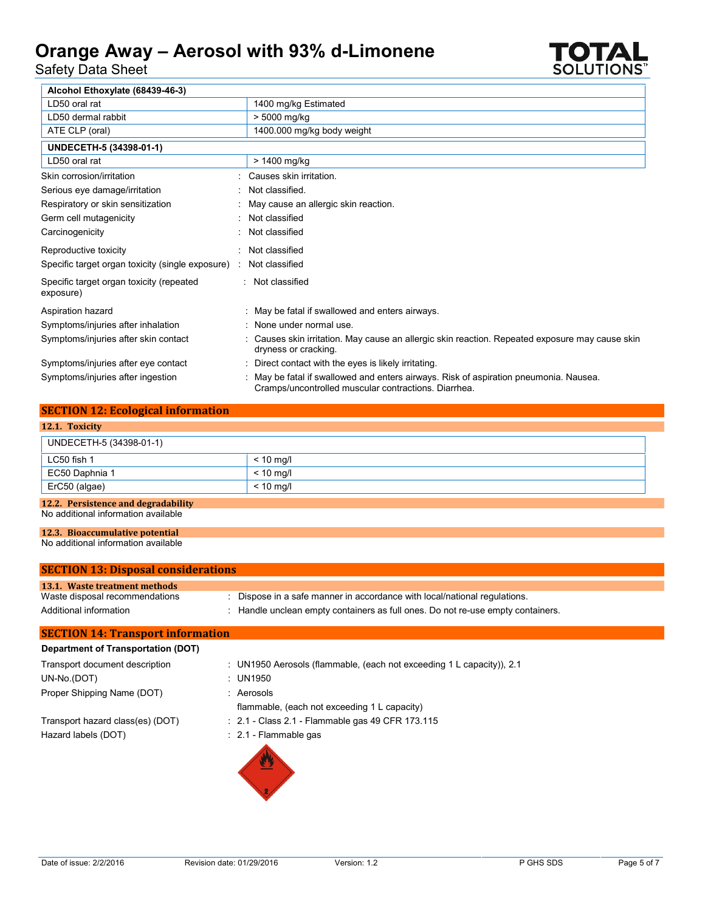| Alcohol Ethoxylate (68439-46-3) | |
|---|---|
| LD50 oral rat | 1400 mg/kg Estimated |
| LD50 dermal rabbit | > 5000 mg/kg |
| ATE CLP (oral) | 1400.000 mg/kg body weight |

| UNDECETH-5 (34398-01-1) | |
|---|---|
| LD50 oral rat | > 1400 mg/kg |

Skin corrosion/irritation : Causes skin irritation.

Serious eye damage/irritation : Not classified.

Respiratory or skin sensitization : May cause an allergic skin reaction.

Germ cell mutagenicity : Not classified

Carcinogenicity : Not classified

Reproductive toxicity : Not classified

Specific target organ toxicity (single exposure) : Not classified

Specific target organ toxicity (repeated exposure) : Not classified

Aspiration hazard : May be fatal if swallowed and enters airways.

Symptoms/injuries after inhalation : None under normal use.

Symptoms/injuries after skin contact : Causes skin irritation. May cause an allergic skin reaction. Repeated exposure may cause skin dryness or cracking.

Symptoms/injuries after eye contact : Direct contact with the eyes is likely irritating.

Symptoms/injuries after ingestion : May be fatal if swallowed and enters airways. Risk of aspiration pneumonia. Nausea. Cramps/uncontrolled muscular contractions. Diarrhea.

## SECTION 12: Ecological information

### 12.1. Toxicity

| UNDECETH-5 (34398-01-1) | |
|---|---|
| LC50 fish 1 | < 10 mg/l |
| EC50 Daphnia 1 | < 10 mg/l |
| ErC50 (algae) | < 10 mg/l |

### 12.2. Persistence and degradability

No additional information available

### 12.3. Bioaccumulative potential

No additional information available

## SECTION 13: Disposal considerations

### 13.1. Waste treatment methods

Waste disposal recommendations : Dispose in a safe manner in accordance with local/national regulations.

Additional information : Handle unclean empty containers as full ones. Do not re-use empty containers.

## SECTION 14: Transport information

**Department of Transportation (DOT)**

Transport document description : UN1950 Aerosols (flammable, (each not exceeding 1 L capacity)), 2.1

UN-No.(DOT) : UN1950

Proper Shipping Name (DOT) : Aerosols
flammable, (each not exceeding 1 L capacity)

Transport hazard class(es) (DOT) : 2.1 - Class 2.1 - Flammable gas 49 CFR 173.115

Hazard labels (DOT) : 2.1 - Flammable gas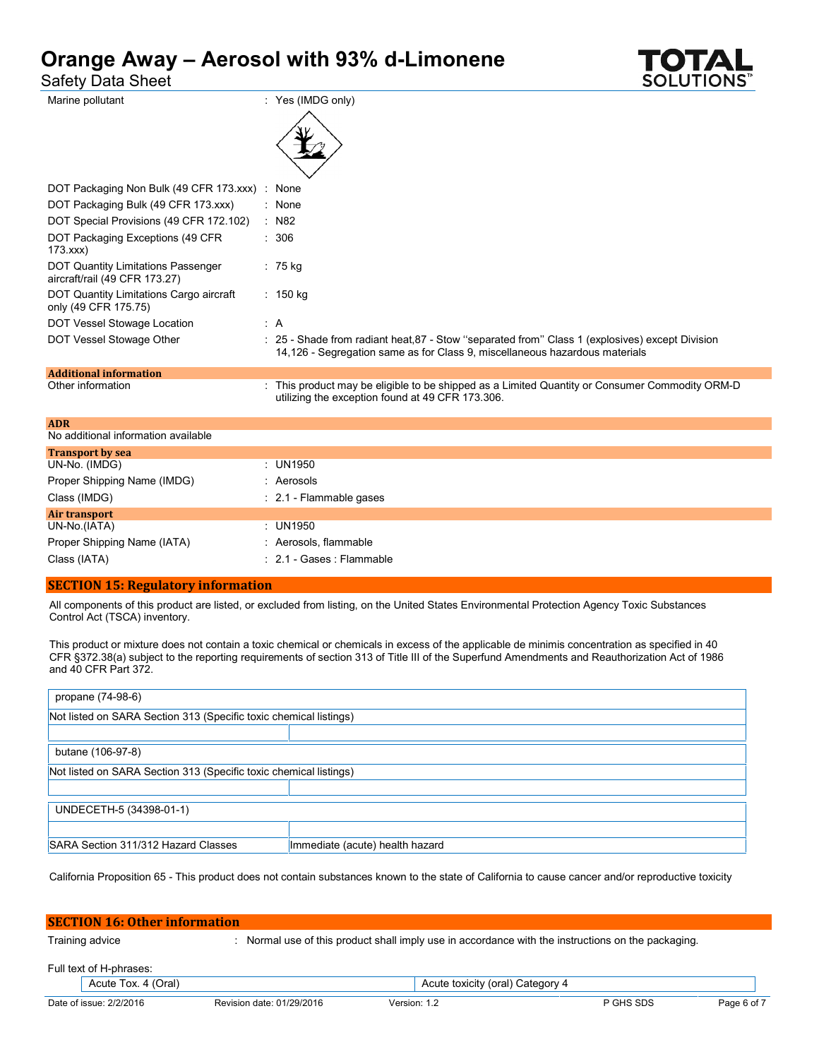| | |
|---|---|
| Marine pollutant | : Yes (IMDG only) |
| DOT Packaging Non Bulk (49 CFR 173.xxx) | : None |
| DOT Packaging Bulk (49 CFR 173.xxx) | : None |
| DOT Special Provisions (49 CFR 172.102) | : N82 |
| DOT Packaging Exceptions (49 CFR 173.xxx) | : 306 |
| DOT Quantity Limitations Passenger aircraft/rail (49 CFR 173.27) | : 75 kg |
| DOT Quantity Limitations Cargo aircraft only (49 CFR 175.75) | : 150 kg |
| DOT Vessel Stowage Location | : A |
| DOT Vessel Stowage Other | : 25 - Shade from radiant heat,87 - Stow "separated from" Class 1 (explosives) except Division 14,126 - Segregation same as for Class 9, miscellaneous hazardous materials |

**Additional information**

| | |
|---|---|
| Other information | : This product may be eligible to be shipped as a Limited Quantity or Consumer Commodity ORM-D utilizing the exception found at 49 CFR 173.306. |

**ADR**

No additional information available

**Transport by sea**

| | |
|---|---|
| UN-No. (IMDG) | : UN1950 |
| Proper Shipping Name (IMDG) | : Aerosols |
| Class (IMDG) | : 2.1 - Flammable gases |

**Air transport**

| | |
|---|---|
| UN-No.(IATA) | : UN1950 |
| Proper Shipping Name (IATA) | : Aerosols, flammable |
| Class (IATA) | : 2.1 - Gases : Flammable |

## SECTION 15: Regulatory information

All components of this product are listed, or excluded from listing, on the United States Environmental Protection Agency Toxic Substances Control Act (TSCA) inventory.

This product or mixture does not contain a toxic chemical or chemicals in excess of the applicable de minimis concentration as specified in 40 CFR §372.38(a) subject to the reporting requirements of section 313 of Title III of the Superfund Amendments and Reauthorization Act of 1986 and 40 CFR Part 372.

| propane (74-98-6) | |
|---|---|
| Not listed on SARA Section 313 (Specific toxic chemical listings) | |
| | |

| butane (106-97-8) | |
|---|---|
| Not listed on SARA Section 313 (Specific toxic chemical listings) | |
| | |

| UNDECETH-5 (34398-01-1) | |
|---|---|
| | |
| SARA Section 311/312 Hazard Classes | Immediate (acute) health hazard |

California Proposition 65 - This product does not contain substances known to the state of California to cause cancer and/or reproductive toxicity

## SECTION 16: Other information

| | |
|---|---|
| Training advice | : Normal use of this product shall imply use in accordance with the instructions on the packaging. |

Full text of H-phrases:

| | |
|---|---|
| Acute Tox. 4 (Oral) | Acute toxicity (oral) Category 4 |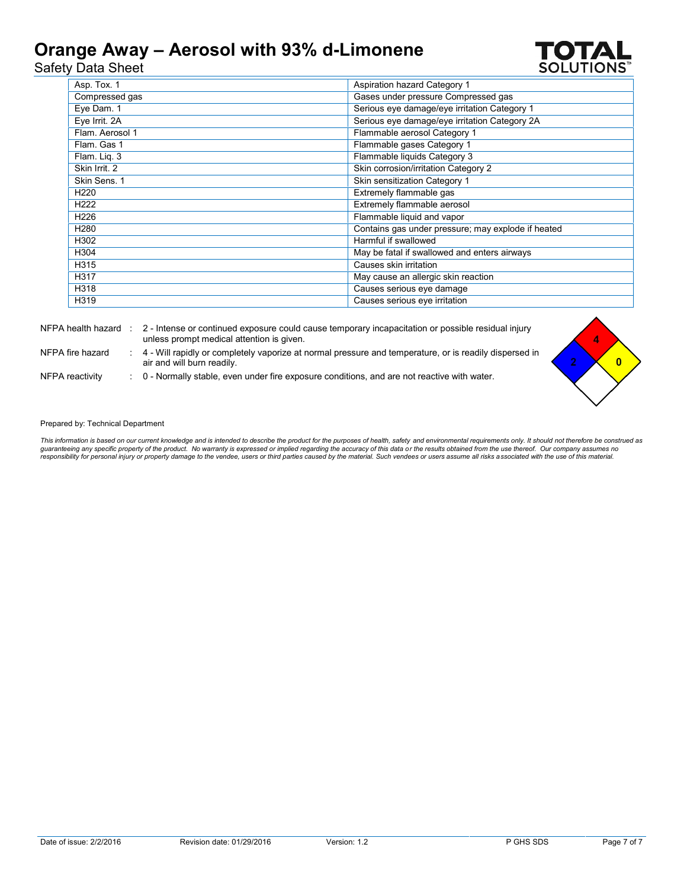| | |
|---|---|
| Asp. Tox. 1 | Aspiration hazard Category 1 |
| Compressed gas | Gases under pressure Compressed gas |
| Eye Dam. 1 | Serious eye damage/eye irritation Category 1 |
| Eye Irrit. 2A | Serious eye damage/eye irritation Category 2A |
| Flam. Aerosol 1 | Flammable aerosol Category 1 |
| Flam. Gas 1 | Flammable gases Category 1 |
| Flam. Liq. 3 | Flammable liquids Category 3 |
| Skin Irrit. 2 | Skin corrosion/irritation Category 2 |
| Skin Sens. 1 | Skin sensitization Category 1 |
| H220 | Extremely flammable gas |
| H222 | Extremely flammable aerosol |
| H226 | Flammable liquid and vapor |
| H280 | Contains gas under pressure; may explode if heated |
| H302 | Harmful if swallowed |
| H304 | May be fatal if swallowed and enters airways |
| H315 | Causes skin irritation |
| H317 | May cause an allergic skin reaction |
| H318 | Causes serious eye damage |
| H319 | Causes serious eye irritation |

NFPA health hazard : 2 - Intense or continued exposure could cause temporary incapacitation or possible residual injury unless prompt medical attention is given.

NFPA fire hazard : 4 - Will rapidly or completely vaporize at normal pressure and temperature, or is readily dispersed in air and will burn readily.

NFPA reactivity : 0 - Normally stable, even under fire exposure conditions, and are not reactive with water.

4

2

0

Prepared by: Technical Department

*This information is based on our current knowledge and is intended to describe the product for the purposes of health, safety and environmental requirements only. It should not therefore be construed as guaranteeing any specific property of the product. No warranty is expressed or implied regarding the accuracy of this data or the results obtained from the use thereof. Our company assumes no responsibility for personal injury or property damage to the vendee, users or third parties caused by the material. Such vendees or users assume all risks associated with the use of this material.*